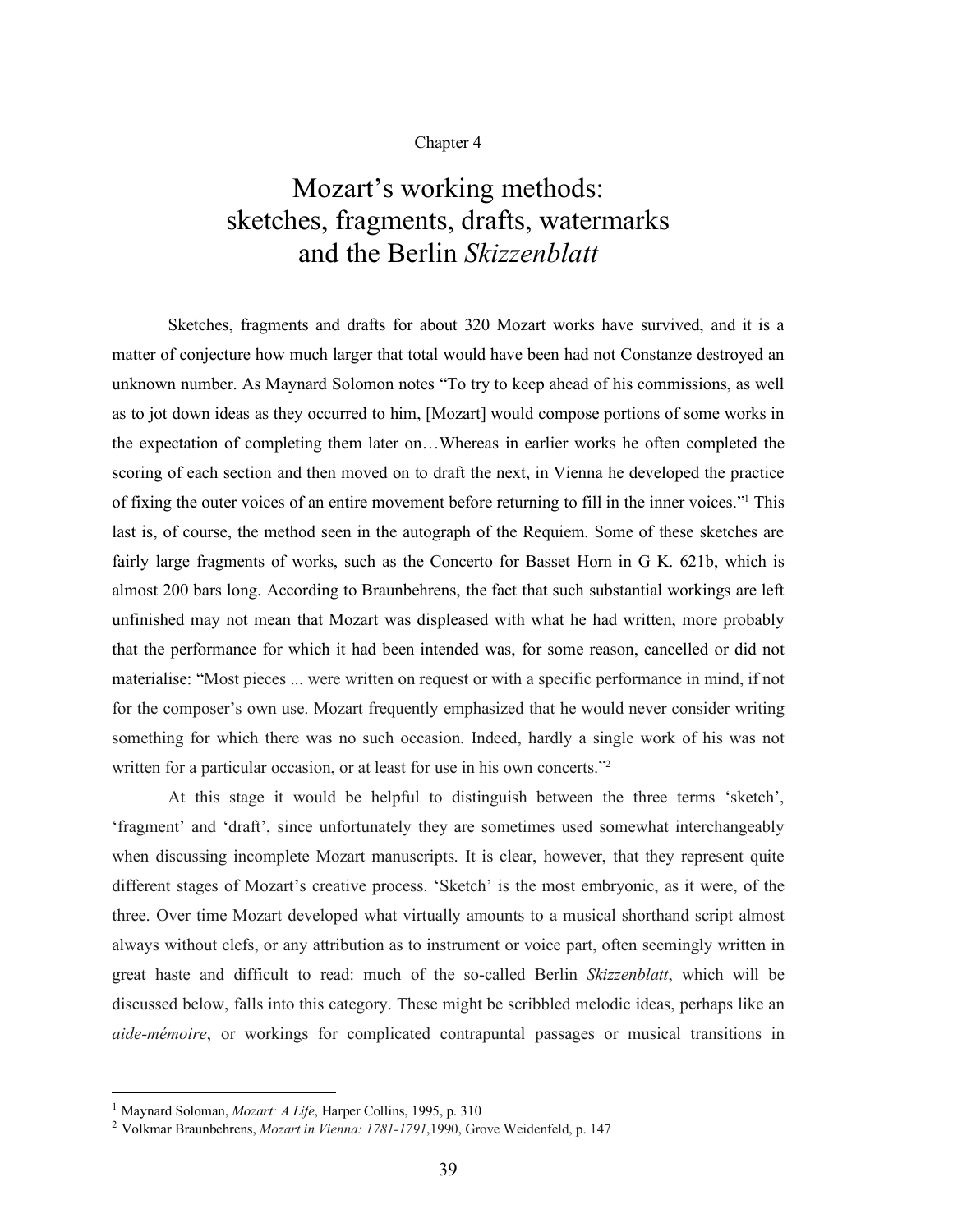Chapter 4

# Mozart's working methods: sketches, fragments, drafts, watermarks and the Berlin *Skizzenblatt*

Sketches, fragments and drafts for about 320 Mozart works have survived, and it is a matter of conjecture how much larger that total would have been had not Constanze destroyed an unknown number. As Maynard Solomon notes "To try to keep ahead of his commissions, as well as to jot down ideas as they occurred to him, [Mozart] would compose portions of some works in the expectation of completing them later on…Whereas in earlier works he often completed the scoring of each section and then moved on to draft the next, in Vienna he developed the practice of fixing the outer voices of an entire movement before returning to fill in the inner voices."[1] This last is, of course, the method seen in the autograph of the Requiem. Some of these sketches are fairly large fragments of works, such as the Concerto for Basset Horn in G K. 621b, which is almost 200 bars long. According to Braunbehrens, the fact that such substantial workings are left unfinished may not mean that Mozart was displeased with what he had written, more probably that the performance for which it had been intended was, for some reason, cancelled or did not materialise: "Most pieces ... were written on request or with a specific performance in mind, if not for the composer's own use. Mozart frequently emphasized that he would never consider writing something for which there was no such occasion. Indeed, hardly a single work of his was not written for a particular occasion, or at least for use in his own concerts."[2]

At this stage it would be helpful to distinguish between the three terms 'sketch', 'fragment' and 'draft', since unfortunately they are sometimes used somewhat interchangeably when discussing incomplete Mozart manuscripts. It is clear, however, that they represent quite different stages of Mozart's creative process. 'Sketch' is the most embryonic, as it were, of the three. Over time Mozart developed what virtually amounts to a musical shorthand script almost always without clefs, or any attribution as to instrument or voice part, often seemingly written in great haste and difficult to read: much of the so-called Berlin *Skizzenblatt*, which will be discussed below, falls into this category. These might be scribbled melodic ideas, perhaps like an *aide-mémoire*, or workings for complicated contrapuntal passages or musical transitions in

---

[1] Maynard Soloman, *Mozart: A Life*, Harper Collins, 1995, p. 310

[2] Volkmar Braunbehrens, *Mozart in Vienna: 1781-1791*,1990, Grove Weidenfeld, p. 147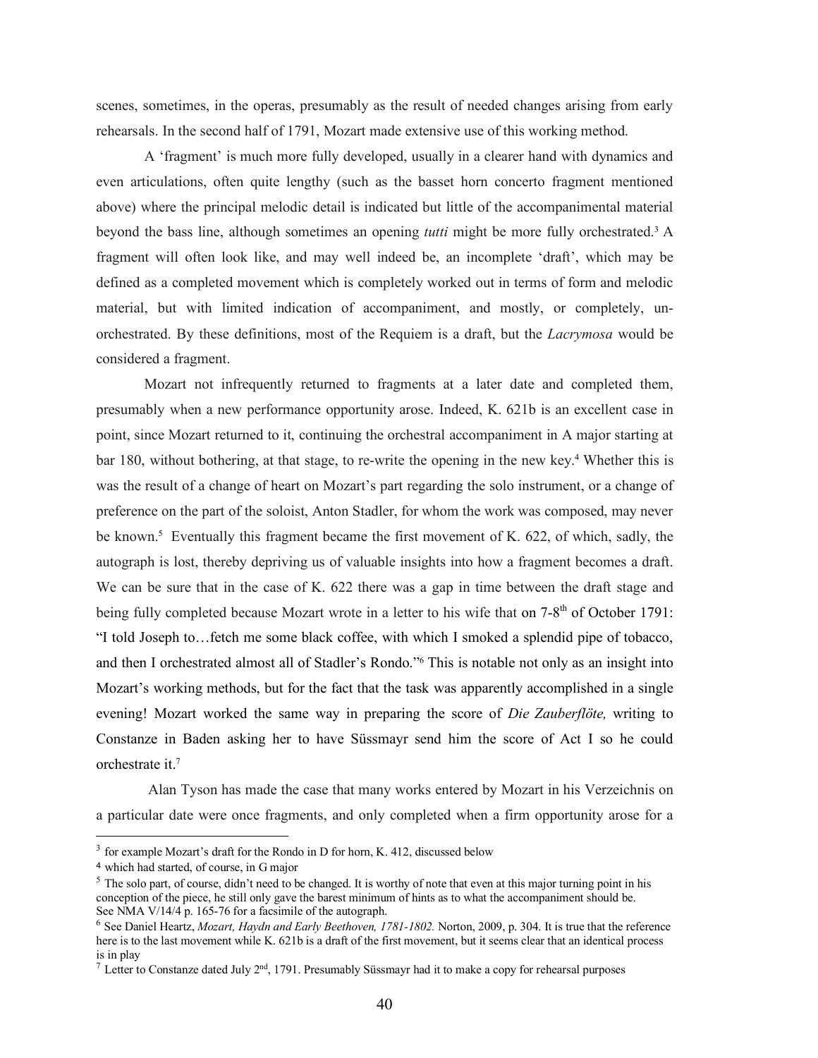scenes, sometimes, in the operas, presumably as the result of needed changes arising from early rehearsals. In the second half of 1791, Mozart made extensive use of this working method.

A 'fragment' is much more fully developed, usually in a clearer hand with dynamics and even articulations, often quite lengthy (such as the basset horn concerto fragment mentioned above) where the principal melodic detail is indicated but little of the accompanimental material beyond the bass line, although sometimes an opening *tutti* might be more fully orchestrated.[3] A fragment will often look like, and may well indeed be, an incomplete 'draft', which may be defined as a completed movement which is completely worked out in terms of form and melodic material, but with limited indication of accompaniment, and mostly, or completely, un-orchestrated. By these definitions, most of the Requiem is a draft, but the *Lacrymosa* would be considered a fragment.

Mozart not infrequently returned to fragments at a later date and completed them, presumably when a new performance opportunity arose. Indeed, K. 621b is an excellent case in point, since Mozart returned to it, continuing the orchestral accompaniment in A major starting at bar 180, without bothering, at that stage, to re-write the opening in the new key.[4] Whether this is was the result of a change of heart on Mozart's part regarding the solo instrument, or a change of preference on the part of the soloist, Anton Stadler, for whom the work was composed, may never be known.[5] Eventually this fragment became the first movement of K. 622, of which, sadly, the autograph is lost, thereby depriving us of valuable insights into how a fragment becomes a draft. We can be sure that in the case of K. 622 there was a gap in time between the draft stage and being fully completed because Mozart wrote in a letter to his wife that on 7-8th of October 1791: "I told Joseph to…fetch me some black coffee, with which I smoked a splendid pipe of tobacco, and then I orchestrated almost all of Stadler's Rondo."[6] This is notable not only as an insight into Mozart's working methods, but for the fact that the task was apparently accomplished in a single evening! Mozart worked the same way in preparing the score of *Die Zauberflöte,* writing to Constanze in Baden asking her to have Süssmayr send him the score of Act I so he could orchestrate it.[7]

Alan Tyson has made the case that many works entered by Mozart in his Verzeichnis on a particular date were once fragments, and only completed when a firm opportunity arose for a

---

[3] for example Mozart's draft for the Rondo in D for horn, K. 412, discussed below

[4] which had started, of course, in G major

[5] The solo part, of course, didn't need to be changed. It is worthy of note that even at this major turning point in his conception of the piece, he still only gave the barest minimum of hints as to what the accompaniment should be. See NMA V/14/4 p. 165-76 for a facsimile of the autograph.

[6] See Daniel Heartz, *Mozart, Haydn and Early Beethoven, 1781-1802.* Norton, 2009, p. 304. It is true that the reference here is to the last movement while K. 621b is a draft of the first movement, but it seems clear that an identical process is in play

[7] Letter to Constanze dated July 2nd, 1791. Presumably Süssmayr had it to make a copy for rehearsal purposes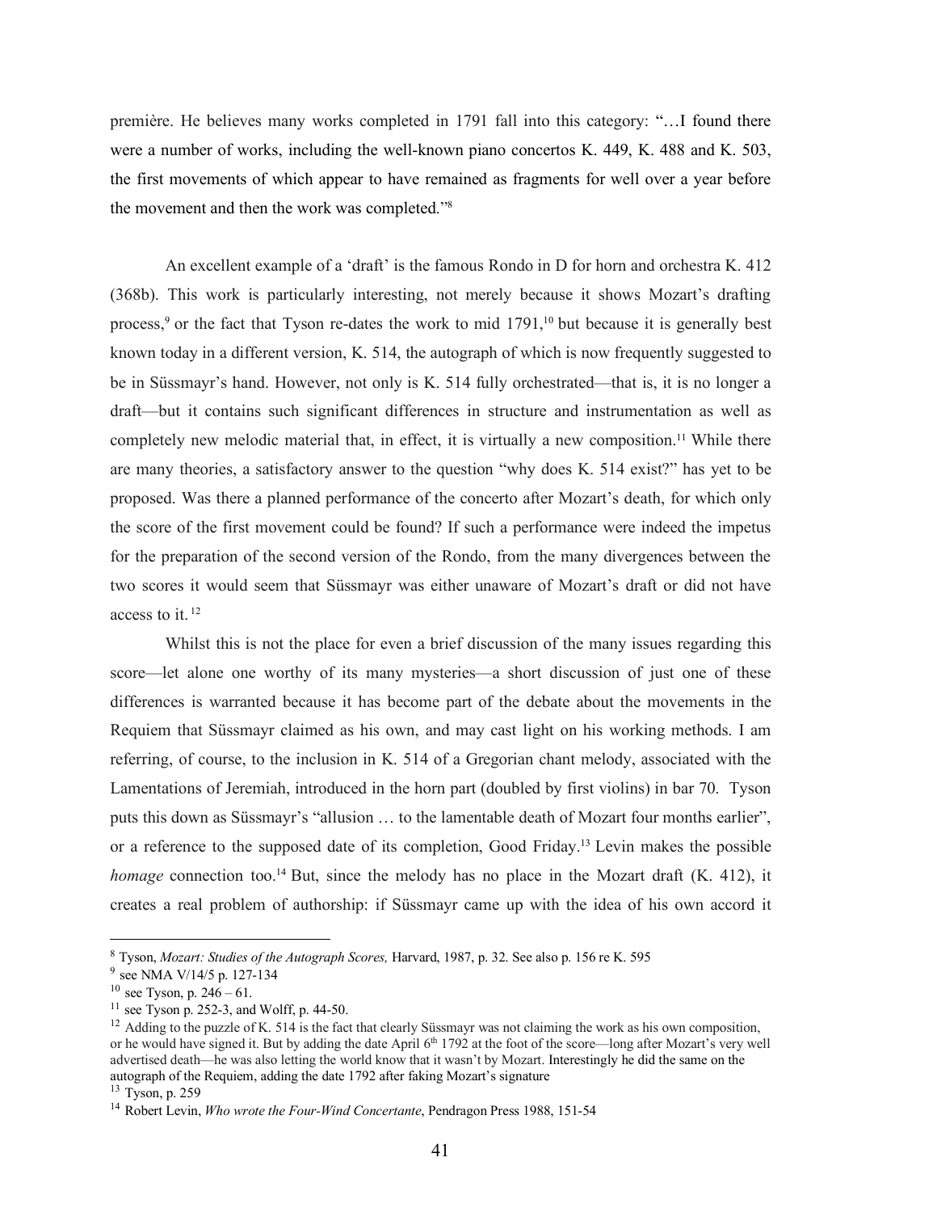première. He believes many works completed in 1791 fall into this category: "…I found there were a number of works, including the well-known piano concertos K. 449, K. 488 and K. 503, the first movements of which appear to have remained as fragments for well over a year before the movement and then the work was completed."[8]

An excellent example of a 'draft' is the famous Rondo in D for horn and orchestra K. 412 (368b). This work is particularly interesting, not merely because it shows Mozart's drafting process,[9] or the fact that Tyson re-dates the work to mid 1791,[10] but because it is generally best known today in a different version, K. 514, the autograph of which is now frequently suggested to be in Süssmayr's hand. However, not only is K. 514 fully orchestrated—that is, it is no longer a draft—but it contains such significant differences in structure and instrumentation as well as completely new melodic material that, in effect, it is virtually a new composition.[11] While there are many theories, a satisfactory answer to the question "why does K. 514 exist?" has yet to be proposed. Was there a planned performance of the concerto after Mozart's death, for which only the score of the first movement could be found? If such a performance were indeed the impetus for the preparation of the second version of the Rondo, from the many divergences between the two scores it would seem that Süssmayr was either unaware of Mozart's draft or did not have access to it.[12]

Whilst this is not the place for even a brief discussion of the many issues regarding this score—let alone one worthy of its many mysteries—a short discussion of just one of these differences is warranted because it has become part of the debate about the movements in the Requiem that Süssmayr claimed as his own, and may cast light on his working methods. I am referring, of course, to the inclusion in K. 514 of a Gregorian chant melody, associated with the Lamentations of Jeremiah, introduced in the horn part (doubled by first violins) in bar 70. Tyson puts this down as Süssmayr's "allusion … to the lamentable death of Mozart four months earlier", or a reference to the supposed date of its completion, Good Friday.[13] Levin makes the possible *homage* connection too.[14] But, since the melody has no place in the Mozart draft (K. 412), it creates a real problem of authorship: if Süssmayr came up with the idea of his own accord it

---

[8] Tyson, *Mozart: Studies of the Autograph Scores,* Harvard, 1987, p. 32. See also p. 156 re K. 595

[9] see NMA V/14/5 p. 127-134

[10] see Tyson, p. 246 – 61.

[11] see Tyson p. 252-3, and Wolff, p. 44-50.

[12] Adding to the puzzle of K. 514 is the fact that clearly Süssmayr was not claiming the work as his own composition, or he would have signed it. But by adding the date April 6th 1792 at the foot of the score—long after Mozart's very well advertised death—he was also letting the world know that it wasn't by Mozart. Interestingly he did the same on the autograph of the Requiem, adding the date 1792 after faking Mozart's signature

[13] Tyson, p. 259

[14] Robert Levin, *Who wrote the Four-Wind Concertante*, Pendragon Press 1988, 151-54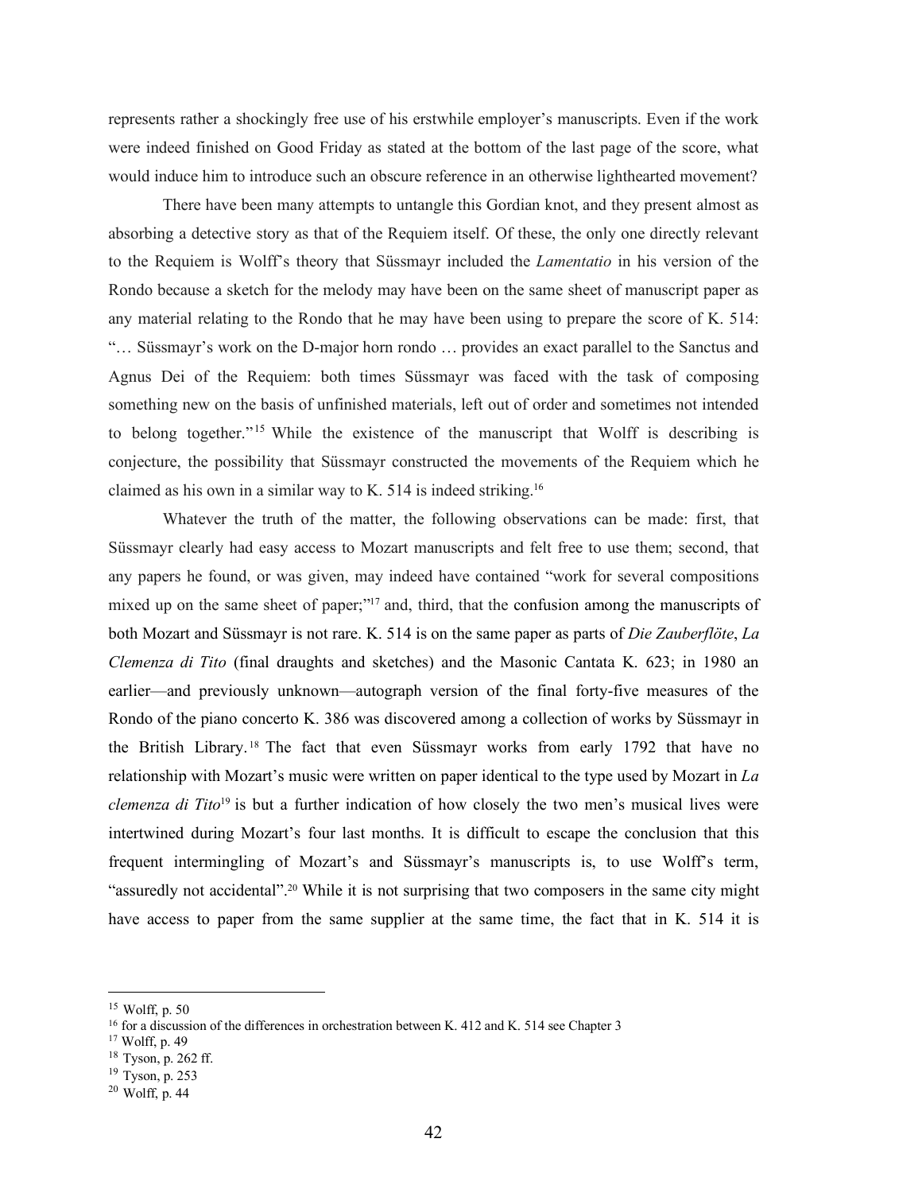represents rather a shockingly free use of his erstwhile employer's manuscripts. Even if the work were indeed finished on Good Friday as stated at the bottom of the last page of the score, what would induce him to introduce such an obscure reference in an otherwise lighthearted movement?

There have been many attempts to untangle this Gordian knot, and they present almost as absorbing a detective story as that of the Requiem itself. Of these, the only one directly relevant to the Requiem is Wolff's theory that Süssmayr included the *Lamentatio* in his version of the Rondo because a sketch for the melody may have been on the same sheet of manuscript paper as any material relating to the Rondo that he may have been using to prepare the score of K. 514: "… Süssmayr's work on the D-major horn rondo … provides an exact parallel to the Sanctus and Agnus Dei of the Requiem: both times Süssmayr was faced with the task of composing something new on the basis of unfinished materials, left out of order and sometimes not intended to belong together."[15] While the existence of the manuscript that Wolff is describing is conjecture, the possibility that Süssmayr constructed the movements of the Requiem which he claimed as his own in a similar way to K. 514 is indeed striking.[16]

Whatever the truth of the matter, the following observations can be made: first, that Süssmayr clearly had easy access to Mozart manuscripts and felt free to use them; second, that any papers he found, or was given, may indeed have contained "work for several compositions mixed up on the same sheet of paper;"[17] and, third, that the confusion among the manuscripts of both Mozart and Süssmayr is not rare. K. 514 is on the same paper as parts of *Die Zauberflöte*, *La Clemenza di Tito* (final draughts and sketches) and the Masonic Cantata K. 623; in 1980 an earlier—and previously unknown—autograph version of the final forty-five measures of the Rondo of the piano concerto K. 386 was discovered among a collection of works by Süssmayr in the British Library.[18] The fact that even Süssmayr works from early 1792 that have no relationship with Mozart's music were written on paper identical to the type used by Mozart in *La clemenza di Tito*[19] is but a further indication of how closely the two men's musical lives were intertwined during Mozart's four last months. It is difficult to escape the conclusion that this frequent intermingling of Mozart's and Süssmayr's manuscripts is, to use Wolff's term, "assuredly not accidental".[20] While it is not surprising that two composers in the same city might have access to paper from the same supplier at the same time, the fact that in K. 514 it is

---

[15] Wolff, p. 50

[16] for a discussion of the differences in orchestration between K. 412 and K. 514 see Chapter 3

[17] Wolff, p. 49

[18] Tyson, p. 262 ff.

[19] Tyson, p. 253

[20] Wolff, p. 44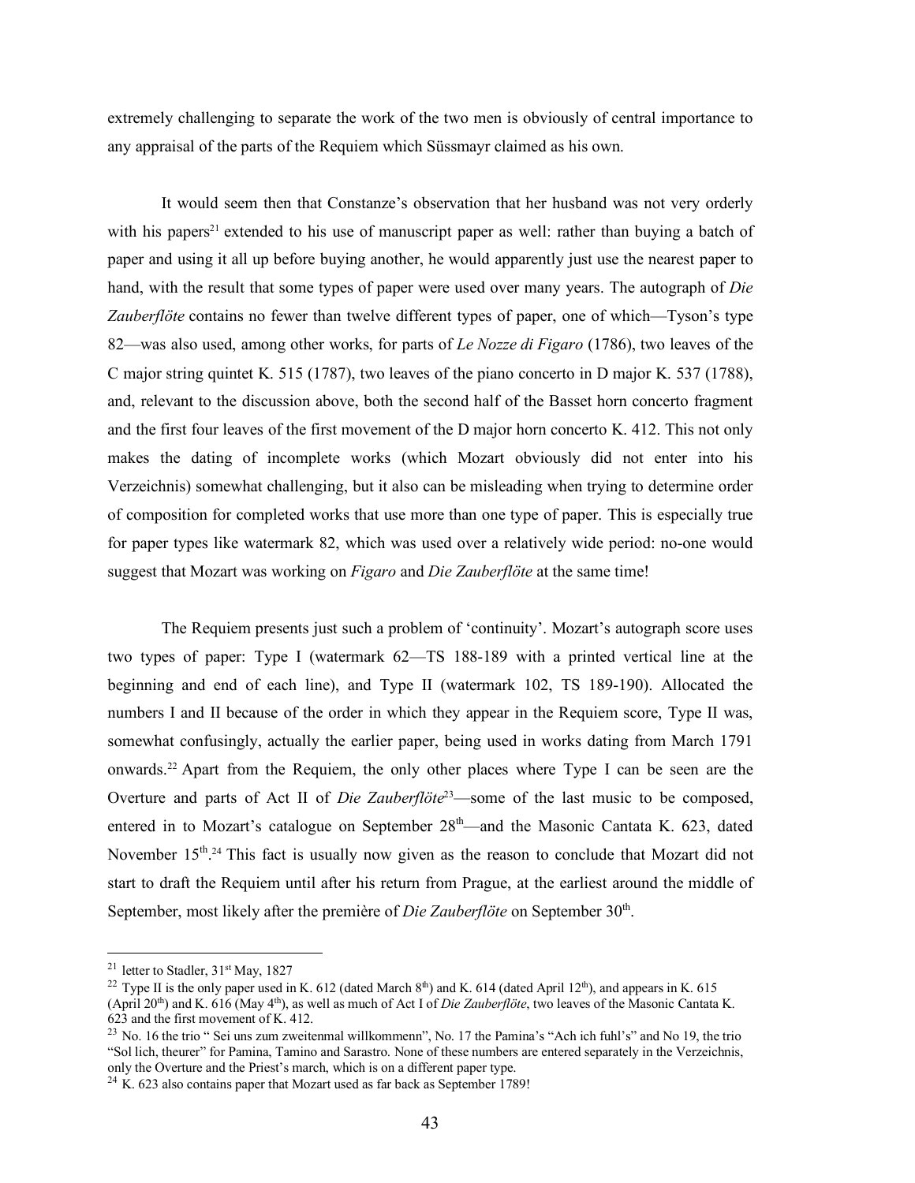extremely challenging to separate the work of the two men is obviously of central importance to any appraisal of the parts of the Requiem which Süssmayr claimed as his own.

It would seem then that Constanze's observation that her husband was not very orderly with his papers[21] extended to his use of manuscript paper as well: rather than buying a batch of paper and using it all up before buying another, he would apparently just use the nearest paper to hand, with the result that some types of paper were used over many years. The autograph of *Die Zauberflöte* contains no fewer than twelve different types of paper, one of which—Tyson's type 82—was also used, among other works, for parts of *Le Nozze di Figaro* (1786), two leaves of the C major string quintet K. 515 (1787), two leaves of the piano concerto in D major K. 537 (1788), and, relevant to the discussion above, both the second half of the Basset horn concerto fragment and the first four leaves of the first movement of the D major horn concerto K. 412. This not only makes the dating of incomplete works (which Mozart obviously did not enter into his Verzeichnis) somewhat challenging, but it also can be misleading when trying to determine order of composition for completed works that use more than one type of paper. This is especially true for paper types like watermark 82, which was used over a relatively wide period: no-one would suggest that Mozart was working on *Figaro* and *Die Zauberflöte* at the same time!

The Requiem presents just such a problem of 'continuity'. Mozart's autograph score uses two types of paper: Type I (watermark 62—TS 188-189 with a printed vertical line at the beginning and end of each line), and Type II (watermark 102, TS 189-190). Allocated the numbers I and II because of the order in which they appear in the Requiem score, Type II was, somewhat confusingly, actually the earlier paper, being used in works dating from March 1791 onwards.[22] Apart from the Requiem, the only other places where Type I can be seen are the Overture and parts of Act II of *Die Zauberflöte*[23]—some of the last music to be composed, entered in to Mozart's catalogue on September 28th—and the Masonic Cantata K. 623, dated November 15th.[24] This fact is usually now given as the reason to conclude that Mozart did not start to draft the Requiem until after his return from Prague, at the earliest around the middle of September, most likely after the première of *Die Zauberflöte* on September 30th.

---

[21] letter to Stadler, 31st May, 1827

[22] Type II is the only paper used in K. 612 (dated March 8th) and K. 614 (dated April 12th), and appears in K. 615 (April 20th) and K. 616 (May 4th), as well as much of Act I of *Die Zauberflöte*, two leaves of the Masonic Cantata K. 623 and the first movement of K. 412.

[23] No. 16 the trio " Sei uns zum zweitenmal willkommenn", No. 17 the Pamina's "Ach ich fuhl's" and No 19, the trio "Sol lich, theurer" for Pamina, Tamino and Sarastro. None of these numbers are entered separately in the Verzeichnis, only the Overture and the Priest's march, which is on a different paper type.

[24] K. 623 also contains paper that Mozart used as far back as September 1789!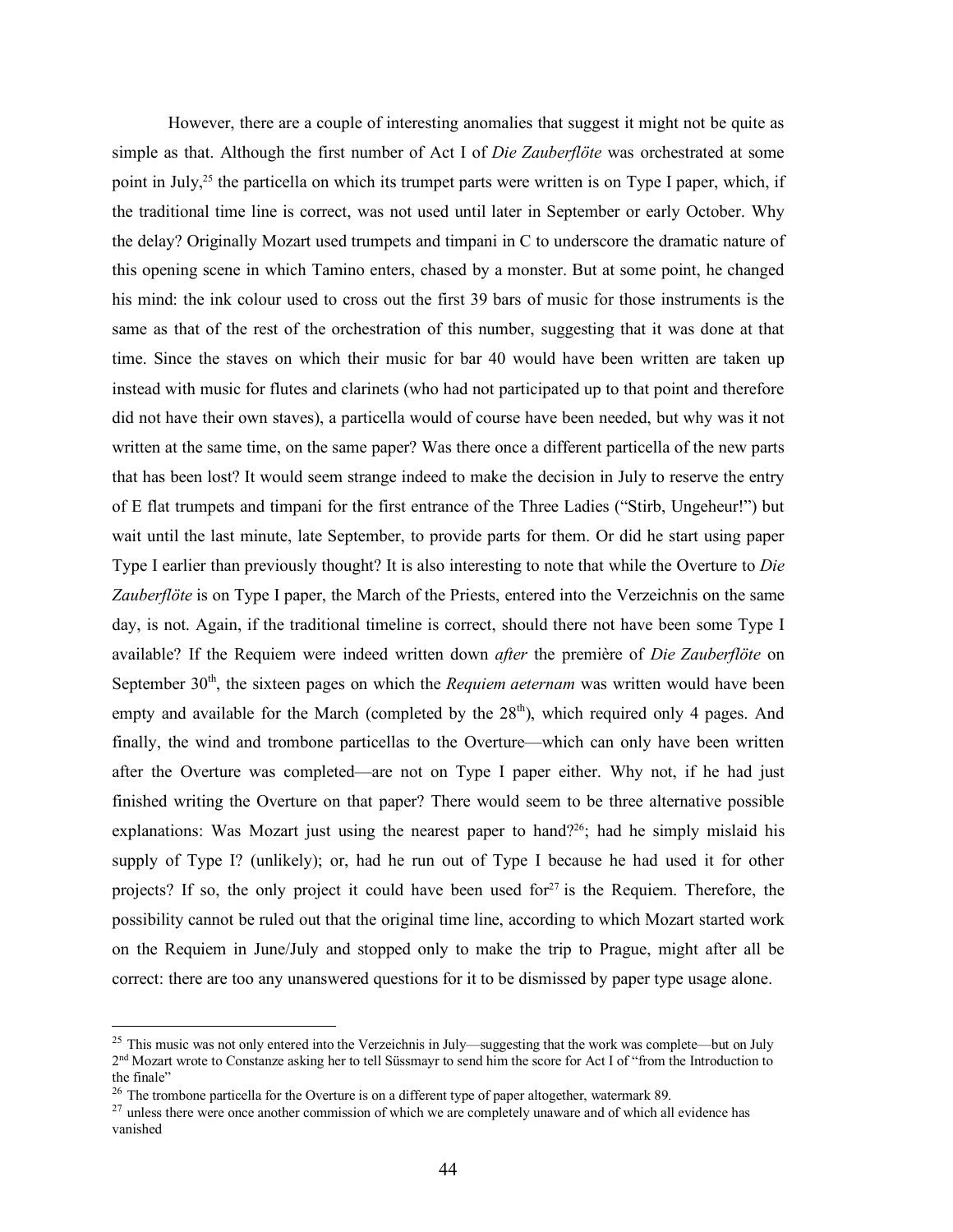However, there are a couple of interesting anomalies that suggest it might not be quite as simple as that. Although the first number of Act I of *Die Zauberflöte* was orchestrated at some point in July,[25] the particella on which its trumpet parts were written is on Type I paper, which, if the traditional time line is correct, was not used until later in September or early October. Why the delay? Originally Mozart used trumpets and timpani in C to underscore the dramatic nature of this opening scene in which Tamino enters, chased by a monster. But at some point, he changed his mind: the ink colour used to cross out the first 39 bars of music for those instruments is the same as that of the rest of the orchestration of this number, suggesting that it was done at that time. Since the staves on which their music for bar 40 would have been written are taken up instead with music for flutes and clarinets (who had not participated up to that point and therefore did not have their own staves), a particella would of course have been needed, but why was it not written at the same time, on the same paper? Was there once a different particella of the new parts that has been lost? It would seem strange indeed to make the decision in July to reserve the entry of E flat trumpets and timpani for the first entrance of the Three Ladies ("Stirb, Ungeheur!") but wait until the last minute, late September, to provide parts for them. Or did he start using paper Type I earlier than previously thought? It is also interesting to note that while the Overture to *Die Zauberflöte* is on Type I paper, the March of the Priests, entered into the Verzeichnis on the same day, is not. Again, if the traditional timeline is correct, should there not have been some Type I available? If the Requiem were indeed written down *after* the première of *Die Zauberflöte* on September 30th, the sixteen pages on which the *Requiem aeternam* was written would have been empty and available for the March (completed by the 28th), which required only 4 pages. And finally, the wind and trombone particellas to the Overture—which can only have been written after the Overture was completed—are not on Type I paper either. Why not, if he had just finished writing the Overture on that paper? There would seem to be three alternative possible explanations: Was Mozart just using the nearest paper to hand?[26]; had he simply mislaid his supply of Type I? (unlikely); or, had he run out of Type I because he had used it for other projects? If so, the only project it could have been used for[27] is the Requiem. Therefore, the possibility cannot be ruled out that the original time line, according to which Mozart started work on the Requiem in June/July and stopped only to make the trip to Prague, might after all be correct: there are too any unanswered questions for it to be dismissed by paper type usage alone.

---

[25] This music was not only entered into the Verzeichnis in July—suggesting that the work was complete—but on July 2nd Mozart wrote to Constanze asking her to tell Süssmayr to send him the score for Act I of "from the Introduction to the finale"

[26] The trombone particella for the Overture is on a different type of paper altogether, watermark 89.

[27] unless there were once another commission of which we are completely unaware and of which all evidence has vanished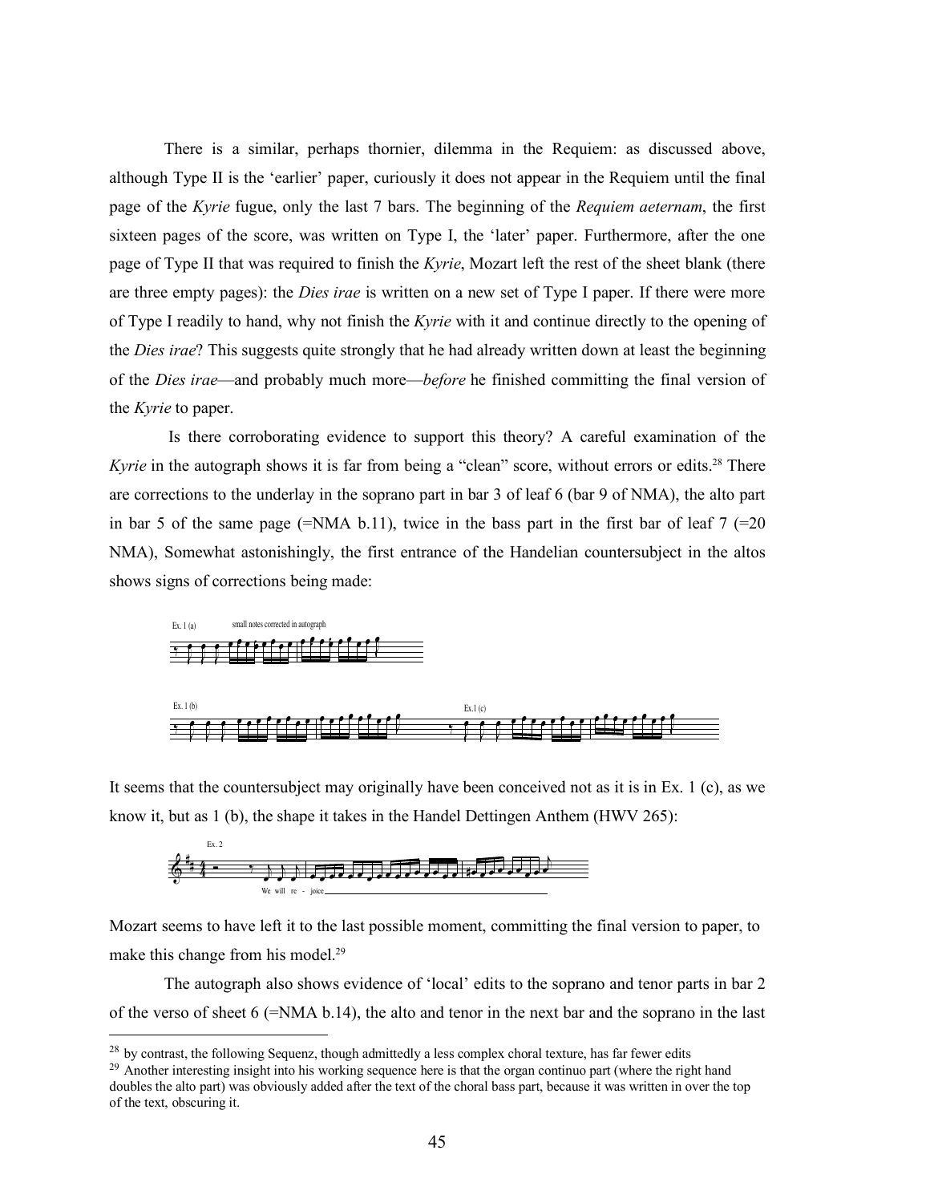There is a similar, perhaps thornier, dilemma in the Requiem: as discussed above, although Type II is the 'earlier' paper, curiously it does not appear in the Requiem until the final page of the *Kyrie* fugue, only the last 7 bars. The beginning of the *Requiem aeternam*, the first sixteen pages of the score, was written on Type I, the 'later' paper. Furthermore, after the one page of Type II that was required to finish the *Kyrie*, Mozart left the rest of the sheet blank (there are three empty pages): the *Dies irae* is written on a new set of Type I paper. If there were more of Type I readily to hand, why not finish the *Kyrie* with it and continue directly to the opening of the *Dies irae*? This suggests quite strongly that he had already written down at least the beginning of the *Dies irae*—and probably much more—*before* he finished committing the final version of the *Kyrie* to paper.

Is there corroborating evidence to support this theory? A careful examination of the *Kyrie* in the autograph shows it is far from being a "clean" score, without errors or edits.[28] There are corrections to the underlay in the soprano part in bar 3 of leaf 6 (bar 9 of NMA), the alto part in bar 5 of the same page (=NMA b.11), twice in the bass part in the first bar of leaf 7 (=20 NMA), Somewhat astonishingly, the first entrance of the Handelian countersubject in the altos shows signs of corrections being made:

Ex. 1 (a) small notes corrected in autograph

Ex. 1 (b)

Ex.1 (c)

It seems that the countersubject may originally have been conceived not as it is in Ex. 1 (c), as we know it, but as 1 (b), the shape it takes in the Handel Dettingen Anthem (HWV 265):

Ex. 2

We will re - joice

Mozart seems to have left it to the last possible moment, committing the final version to paper, to make this change from his model.[29]

The autograph also shows evidence of 'local' edits to the soprano and tenor parts in bar 2 of the verso of sheet 6 (=NMA b.14), the alto and tenor in the next bar and the soprano in the last

[28] by contrast, the following Sequenz, though admittedly a less complex choral texture, has far fewer edits

[29] Another interesting insight into his working sequence here is that the organ continuo part (where the right hand doubles the alto part) was obviously added after the text of the choral bass part, because it was written in over the top of the text, obscuring it.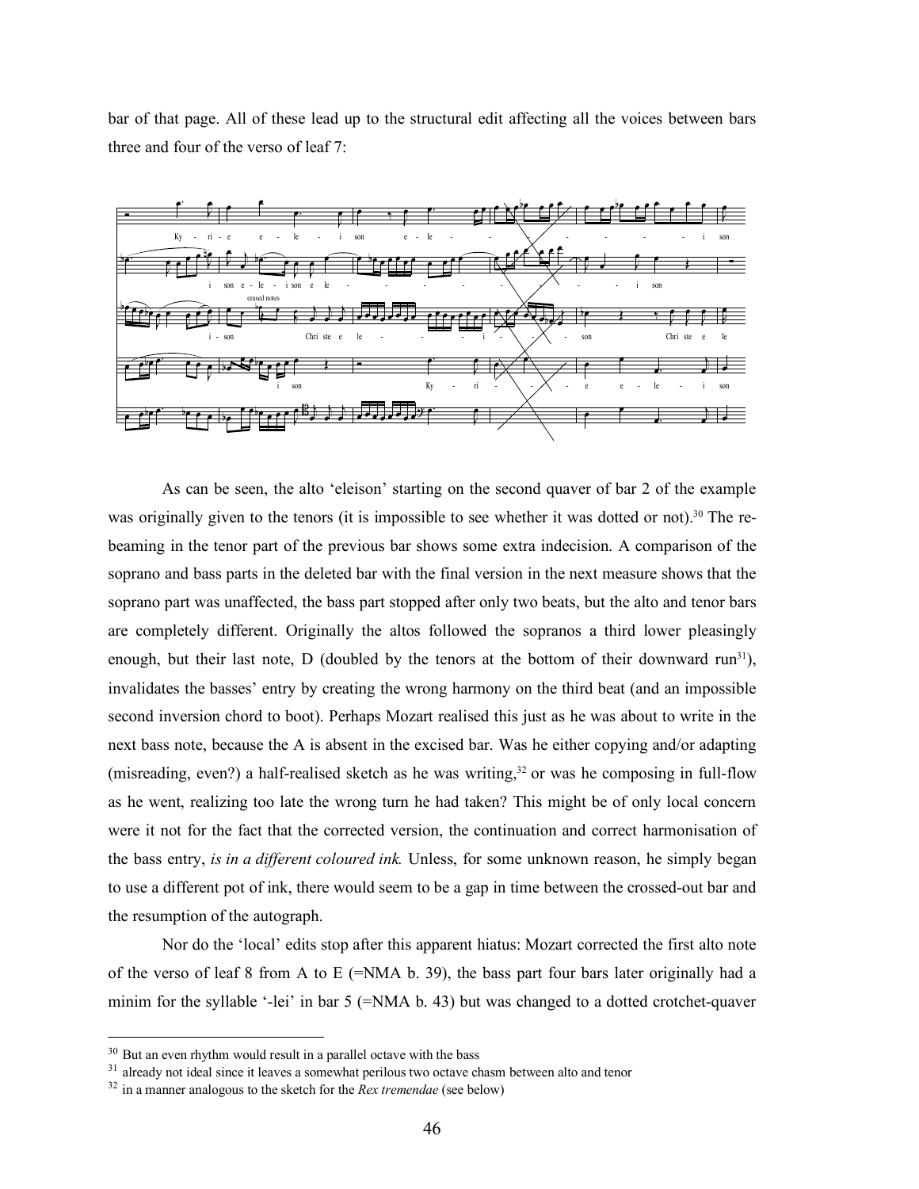bar of that page. All of these lead up to the structural edit affecting all the voices between bars three and four of the verso of leaf 7:

As can be seen, the alto 'eleison' starting on the second quaver of bar 2 of the example was originally given to the tenors (it is impossible to see whether it was dotted or not).[30] The re-beaming in the tenor part of the previous bar shows some extra indecision. A comparison of the soprano and bass parts in the deleted bar with the final version in the next measure shows that the soprano part was unaffected, the bass part stopped after only two beats, but the alto and tenor bars are completely different. Originally the altos followed the sopranos a third lower pleasingly enough, but their last note, D (doubled by the tenors at the bottom of their downward run[31]), invalidates the basses' entry by creating the wrong harmony on the third beat (and an impossible second inversion chord to boot). Perhaps Mozart realised this just as he was about to write in the next bass note, because the A is absent in the excised bar. Was he either copying and/or adapting (misreading, even?) a half-realised sketch as he was writing,[32] or was he composing in full-flow as he went, realizing too late the wrong turn he had taken? This might be of only local concern were it not for the fact that the corrected version, the continuation and correct harmonisation of the bass entry, *is in a different coloured ink.* Unless, for some unknown reason, he simply began to use a different pot of ink, there would seem to be a gap in time between the crossed-out bar and the resumption of the autograph.

Nor do the 'local' edits stop after this apparent hiatus: Mozart corrected the first alto note of the verso of leaf 8 from A to E (=NMA b. 39), the bass part four bars later originally had a minim for the syllable '-lei' in bar 5 (=NMA b. 43) but was changed to a dotted crotchet-quaver

---

[30] But an even rhythm would result in a parallel octave with the bass

[31] already not ideal since it leaves a somewhat perilous two octave chasm between alto and tenor

[32] in a manner analogous to the sketch for the *Rex tremendae* (see below)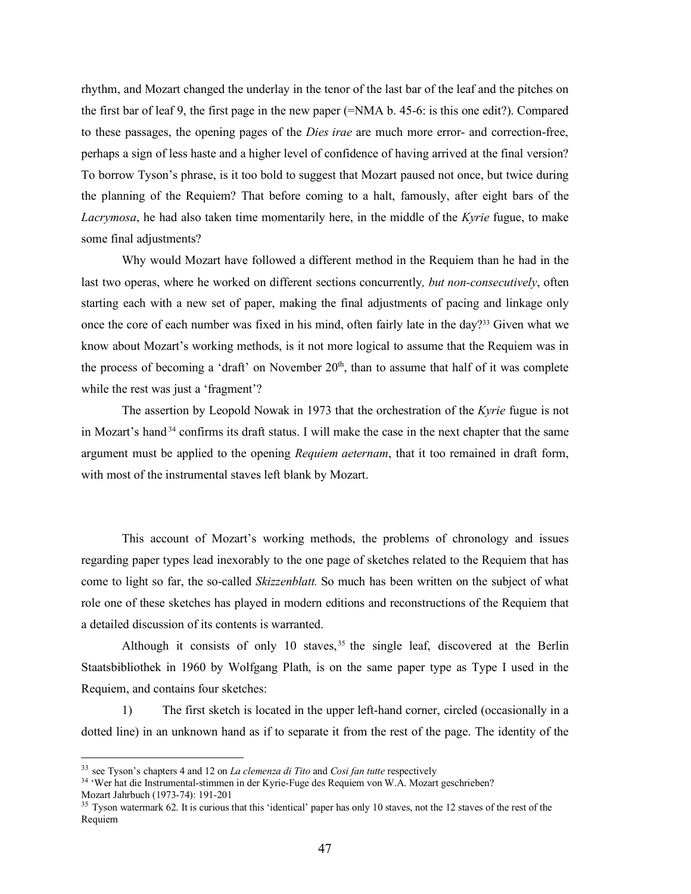rhythm, and Mozart changed the underlay in the tenor of the last bar of the leaf and the pitches on the first bar of leaf 9, the first page in the new paper (=NMA b. 45-6: is this one edit?). Compared to these passages, the opening pages of the *Dies irae* are much more error- and correction-free, perhaps a sign of less haste and a higher level of confidence of having arrived at the final version? To borrow Tyson's phrase, is it too bold to suggest that Mozart paused not once, but twice during the planning of the Requiem? That before coming to a halt, famously, after eight bars of the *Lacrymosa*, he had also taken time momentarily here, in the middle of the *Kyrie* fugue, to make some final adjustments?

Why would Mozart have followed a different method in the Requiem than he had in the last two operas, where he worked on different sections concurrently*, but non-consecutively*, often starting each with a new set of paper, making the final adjustments of pacing and linkage only once the core of each number was fixed in his mind, often fairly late in the day?[33] Given what we know about Mozart's working methods, is it not more logical to assume that the Requiem was in the process of becoming a 'draft' on November 20th, than to assume that half of it was complete while the rest was just a 'fragment'?

The assertion by Leopold Nowak in 1973 that the orchestration of the *Kyrie* fugue is not in Mozart's hand[34] confirms its draft status. I will make the case in the next chapter that the same argument must be applied to the opening *Requiem aeternam*, that it too remained in draft form, with most of the instrumental staves left blank by Mozart.

This account of Mozart's working methods, the problems of chronology and issues regarding paper types lead inexorably to the one page of sketches related to the Requiem that has come to light so far, the so-called *Skizzenblatt.* So much has been written on the subject of what role one of these sketches has played in modern editions and reconstructions of the Requiem that a detailed discussion of its contents is warranted.

Although it consists of only 10 staves,[35] the single leaf, discovered at the Berlin Staatsbibliothek in 1960 by Wolfgang Plath, is on the same paper type as Type I used in the Requiem, and contains four sketches:

1) The first sketch is located in the upper left-hand corner, circled (occasionally in a dotted line) in an unknown hand as if to separate it from the rest of the page. The identity of the

---

[33] see Tyson's chapters 4 and 12 on *La clemenza di Tito* and *Cosi fan tutte* respectively

[34] 'Wer hat die Instrumental-stimmen in der Kyrie-Fuge des Requiem von W.A. Mozart geschrieben? Mozart Jahrbuch (1973-74): 191-201

[35] Tyson watermark 62. It is curious that this 'identical' paper has only 10 staves, not the 12 staves of the rest of the Requiem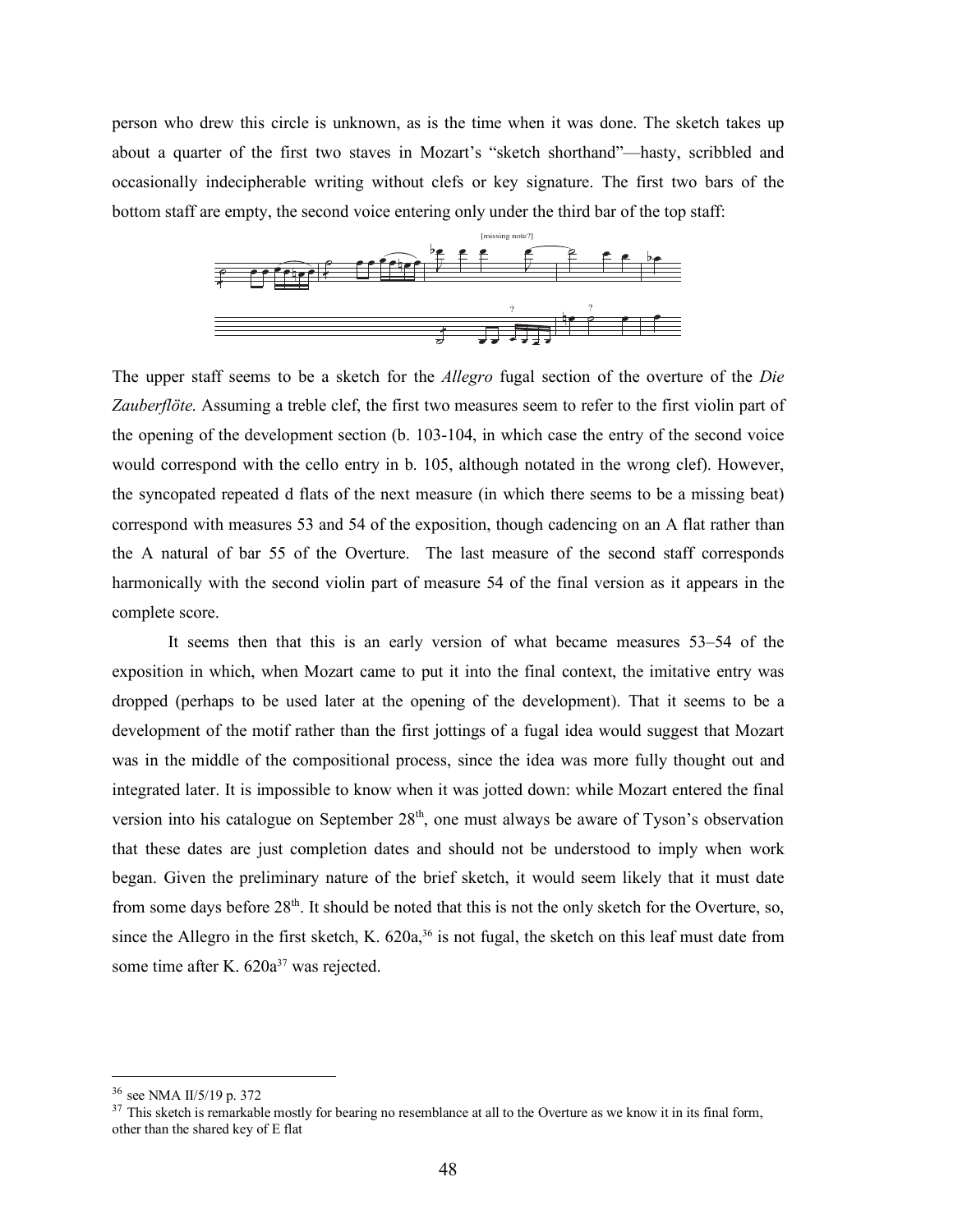person who drew this circle is unknown, as is the time when it was done. The sketch takes up about a quarter of the first two staves in Mozart's "sketch shorthand"—hasty, scribbled and occasionally indecipherable writing without clefs or key signature. The first two bars of the bottom staff are empty, the second voice entering only under the third bar of the top staff:

The upper staff seems to be a sketch for the *Allegro* fugal section of the overture of the *Die Zauberflöte.* Assuming a treble clef, the first two measures seem to refer to the first violin part of the opening of the development section (b. 103-104, in which case the entry of the second voice would correspond with the cello entry in b. 105, although notated in the wrong clef). However, the syncopated repeated d flats of the next measure (in which there seems to be a missing beat) correspond with measures 53 and 54 of the exposition, though cadencing on an A flat rather than the A natural of bar 55 of the Overture. The last measure of the second staff corresponds harmonically with the second violin part of measure 54 of the final version as it appears in the complete score.

It seems then that this is an early version of what became measures 53–54 of the exposition in which, when Mozart came to put it into the final context, the imitative entry was dropped (perhaps to be used later at the opening of the development). That it seems to be a development of the motif rather than the first jottings of a fugal idea would suggest that Mozart was in the middle of the compositional process, since the idea was more fully thought out and integrated later. It is impossible to know when it was jotted down: while Mozart entered the final version into his catalogue on September 28th, one must always be aware of Tyson's observation that these dates are just completion dates and should not be understood to imply when work began. Given the preliminary nature of the brief sketch, it would seem likely that it must date from some days before 28th. It should be noted that this is not the only sketch for the Overture, so, since the Allegro in the first sketch, K. 620a,[36] is not fugal, the sketch on this leaf must date from some time after K. 620a[37] was rejected.

[36] see NMA II/5/19 p. 372

[37] This sketch is remarkable mostly for bearing no resemblance at all to the Overture as we know it in its final form, other than the shared key of E flat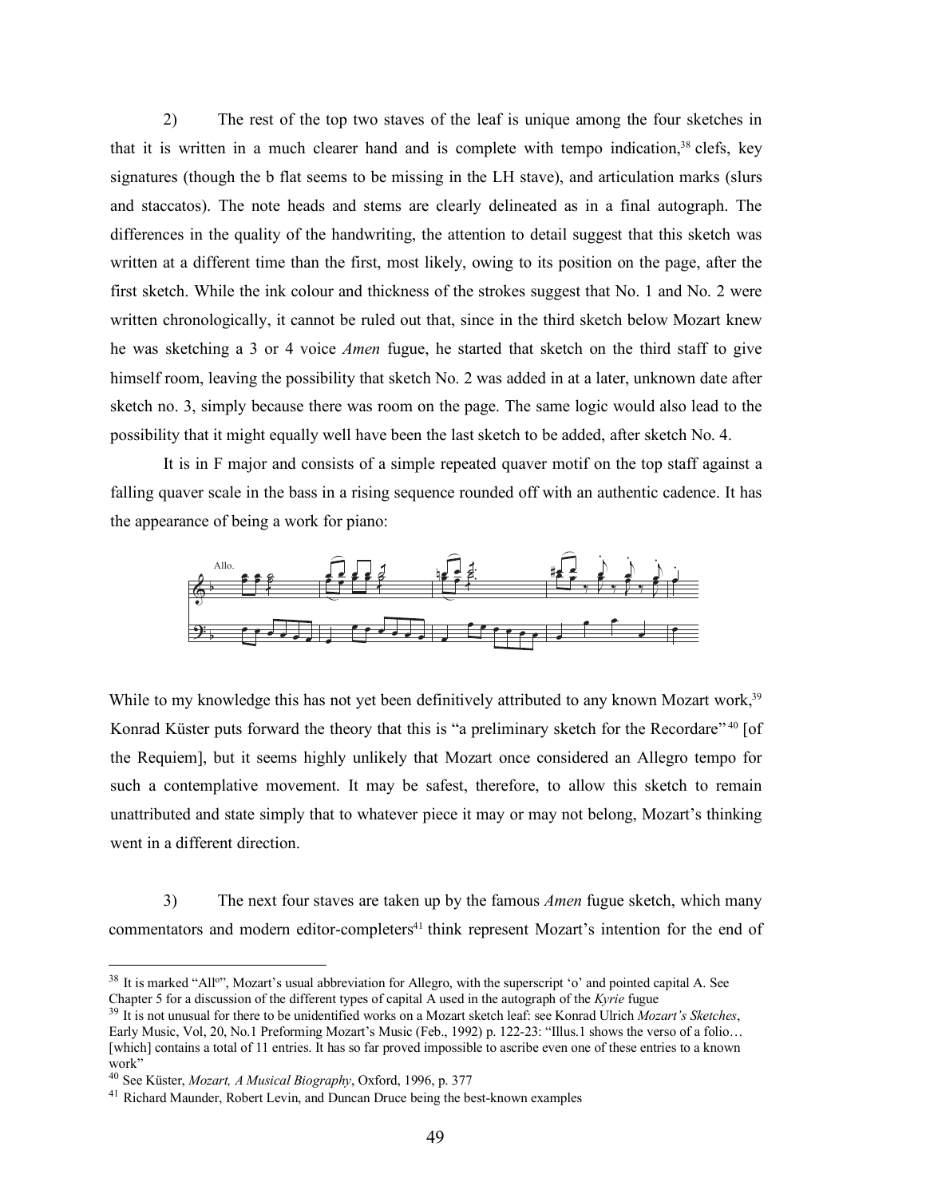2) The rest of the top two staves of the leaf is unique among the four sketches in that it is written in a much clearer hand and is complete with tempo indication,[38] clefs, key signatures (though the b flat seems to be missing in the LH stave), and articulation marks (slurs and staccatos). The note heads and stems are clearly delineated as in a final autograph. The differences in the quality of the handwriting, the attention to detail suggest that this sketch was written at a different time than the first, most likely, owing to its position on the page, after the first sketch. While the ink colour and thickness of the strokes suggest that No. 1 and No. 2 were written chronologically, it cannot be ruled out that, since in the third sketch below Mozart knew he was sketching a 3 or 4 voice *Amen* fugue, he started that sketch on the third staff to give himself room, leaving the possibility that sketch No. 2 was added in at a later, unknown date after sketch no. 3, simply because there was room on the page. The same logic would also lead to the possibility that it might equally well have been the last sketch to be added, after sketch No. 4.

It is in F major and consists of a simple repeated quaver motif on the top staff against a falling quaver scale in the bass in a rising sequence rounded off with an authentic cadence. It has the appearance of being a work for piano:

While to my knowledge this has not yet been definitively attributed to any known Mozart work,[39] Konrad Küster puts forward the theory that this is "a preliminary sketch for the Recordare" [40] [of the Requiem], but it seems highly unlikely that Mozart once considered an Allegro tempo for such a contemplative movement. It may be safest, therefore, to allow this sketch to remain unattributed and state simply that to whatever piece it may or may not belong, Mozart's thinking went in a different direction.

3) The next four staves are taken up by the famous *Amen* fugue sketch, which many commentators and modern editor-completers[41] think represent Mozart's intention for the end of

---

[38] It is marked "All$^{o}$", Mozart's usual abbreviation for Allegro, with the superscript 'o' and pointed capital A. See Chapter 5 for a discussion of the different types of capital A used in the autograph of the *Kyrie* fugue

[39] It is not unusual for there to be unidentified works on a Mozart sketch leaf: see Konrad Ulrich *Mozart's Sketches*, Early Music, Vol, 20, No.1 Preforming Mozart's Music (Feb., 1992) p. 122-23: "Illus.1 shows the verso of a folio… [which] contains a total of 11 entries. It has so far proved impossible to ascribe even one of these entries to a known work"

[40] See Küster, *Mozart, A Musical Biography*, Oxford, 1996, p. 377

[41] Richard Maunder, Robert Levin, and Duncan Druce being the best-known examples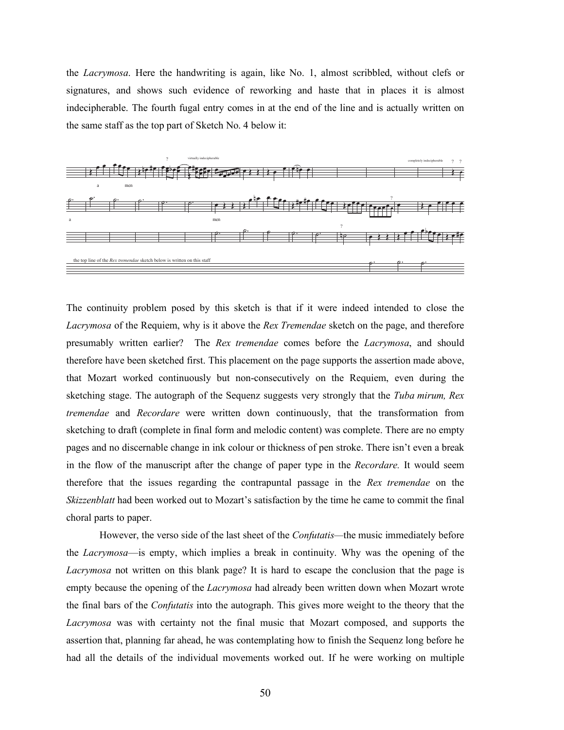the *Lacrymosa*. Here the handwriting is again, like No. 1, almost scribbled, without clefs or signatures, and shows such evidence of reworking and haste that in places it is almost indecipherable. The fourth fugal entry comes in at the end of the line and is actually written on the same staff as the top part of Sketch No. 4 below it:

The continuity problem posed by this sketch is that if it were indeed intended to close the *Lacrymosa* of the Requiem, why is it above the *Rex Tremendae* sketch on the page, and therefore presumably written earlier? The *Rex tremendae* comes before the *Lacrymosa*, and should therefore have been sketched first. This placement on the page supports the assertion made above, that Mozart worked continuously but non-consecutively on the Requiem, even during the sketching stage. The autograph of the Sequenz suggests very strongly that the *Tuba mirum, Rex tremendae* and *Recordare* were written down continuously, that the transformation from sketching to draft (complete in final form and melodic content) was complete. There are no empty pages and no discernable change in ink colour or thickness of pen stroke. There isn't even a break in the flow of the manuscript after the change of paper type in the *Recordare.* It would seem therefore that the issues regarding the contrapuntal passage in the *Rex tremendae* on the *Skizzenblatt* had been worked out to Mozart's satisfaction by the time he came to commit the final choral parts to paper.

However, the verso side of the last sheet of the *Confutatis*—the music immediately before the *Lacrymosa*—is empty, which implies a break in continuity. Why was the opening of the *Lacrymosa* not written on this blank page? It is hard to escape the conclusion that the page is empty because the opening of the *Lacrymosa* had already been written down when Mozart wrote the final bars of the *Confutatis* into the autograph. This gives more weight to the theory that the *Lacrymosa* was with certainty not the final music that Mozart composed, and supports the assertion that, planning far ahead, he was contemplating how to finish the Sequenz long before he had all the details of the individual movements worked out. If he were working on multiple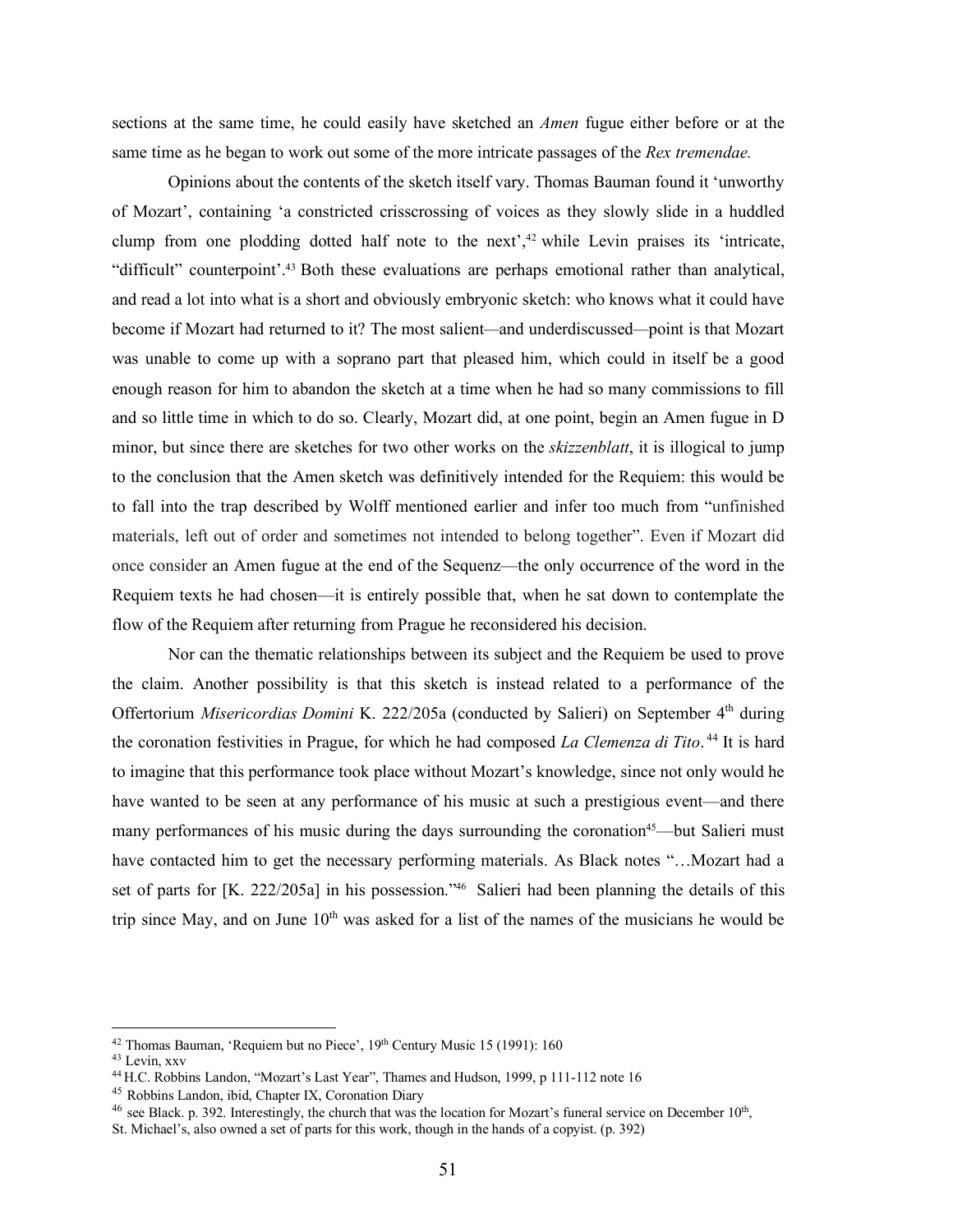sections at the same time, he could easily have sketched an *Amen* fugue either before or at the same time as he began to work out some of the more intricate passages of the *Rex tremendae.*

Opinions about the contents of the sketch itself vary. Thomas Bauman found it 'unworthy of Mozart', containing 'a constricted crisscrossing of voices as they slowly slide in a huddled clump from one plodding dotted half note to the next',[42] while Levin praises its 'intricate, "difficult" counterpoint'.[43] Both these evaluations are perhaps emotional rather than analytical, and read a lot into what is a short and obviously embryonic sketch: who knows what it could have become if Mozart had returned to it? The most salient—and underdiscussed—point is that Mozart was unable to come up with a soprano part that pleased him, which could in itself be a good enough reason for him to abandon the sketch at a time when he had so many commissions to fill and so little time in which to do so. Clearly, Mozart did, at one point, begin an Amen fugue in D minor, but since there are sketches for two other works on the *skizzenblatt*, it is illogical to jump to the conclusion that the Amen sketch was definitively intended for the Requiem: this would be to fall into the trap described by Wolff mentioned earlier and infer too much from "unfinished materials, left out of order and sometimes not intended to belong together". Even if Mozart did once consider an Amen fugue at the end of the Sequenz—the only occurrence of the word in the Requiem texts he had chosen—it is entirely possible that, when he sat down to contemplate the flow of the Requiem after returning from Prague he reconsidered his decision.

Nor can the thematic relationships between its subject and the Requiem be used to prove the claim. Another possibility is that this sketch is instead related to a performance of the Offertorium *Misericordias Domini* K. 222/205a (conducted by Salieri) on September 4th during the coronation festivities in Prague, for which he had composed *La Clemenza di Tito*.[44] It is hard to imagine that this performance took place without Mozart's knowledge, since not only would he have wanted to be seen at any performance of his music at such a prestigious event—and there many performances of his music during the days surrounding the coronation[45]—but Salieri must have contacted him to get the necessary performing materials. As Black notes "…Mozart had a set of parts for [K. 222/205a] in his possession."[46] Salieri had been planning the details of this trip since May, and on June 10th was asked for a list of the names of the musicians he would be

---

[42] Thomas Bauman, 'Requiem but no Piece', 19th Century Music 15 (1991): 160

[43] Levin, xxv

[44] H.C. Robbins Landon, "Mozart's Last Year", Thames and Hudson, 1999, p 111-112 note 16

[45] Robbins Landon, ibid, Chapter IX, Coronation Diary

[46] see Black. p. 392. Interestingly, the church that was the location for Mozart's funeral service on December 10th, St. Michael's, also owned a set of parts for this work, though in the hands of a copyist. (p. 392)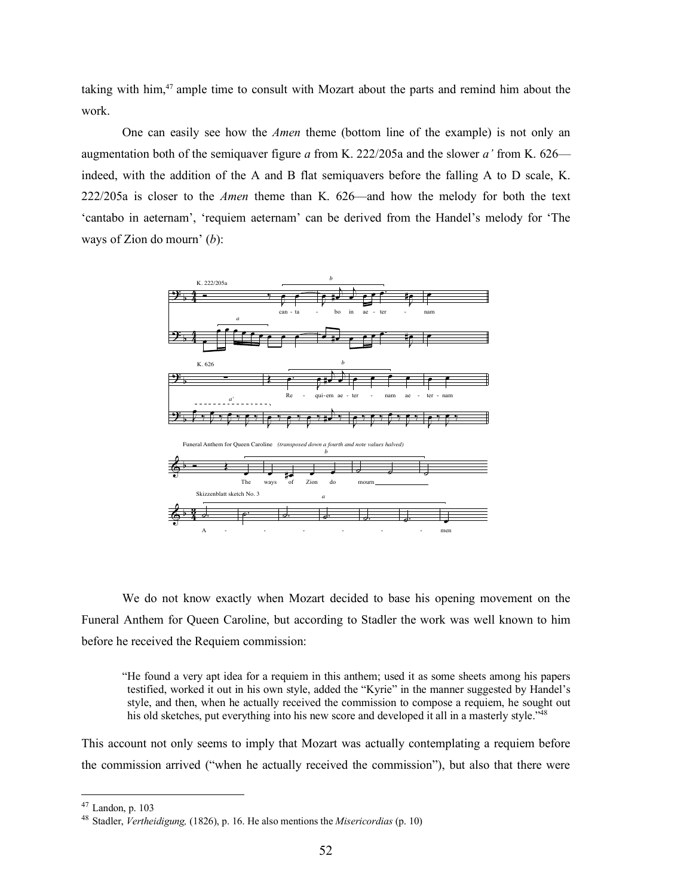taking with him,[47] ample time to consult with Mozart about the parts and remind him about the work.

One can easily see how the *Amen* theme (bottom line of the example) is not only an augmentation both of the semiquaver figure *a* from K. 222/205a and the slower *a'* from K. 626—indeed, with the addition of the A and B flat semiquavers before the falling A to D scale, K. 222/205a is closer to the *Amen* theme than K. 626—and how the melody for both the text 'cantabo in aeternam', 'requiem aeternam' can be derived from the Handel's melody for 'The ways of Zion do mourn' (*b*):

We do not know exactly when Mozart decided to base his opening movement on the Funeral Anthem for Queen Caroline, but according to Stadler the work was well known to him before he received the Requiem commission:

> "He found a very apt idea for a requiem in this anthem; used it as some sheets among his papers testified, worked it out in his own style, added the "Kyrie" in the manner suggested by Handel's style, and then, when he actually received the commission to compose a requiem, he sought out his old sketches, put everything into his new score and developed it all in a masterly style."[48]

This account not only seems to imply that Mozart was actually contemplating a requiem before the commission arrived ("when he actually received the commission"), but also that there were

[47] Landon, p. 103

[48] Stadler, *Vertheidigung,* (1826), p. 16. He also mentions the *Misericordias* (p. 10)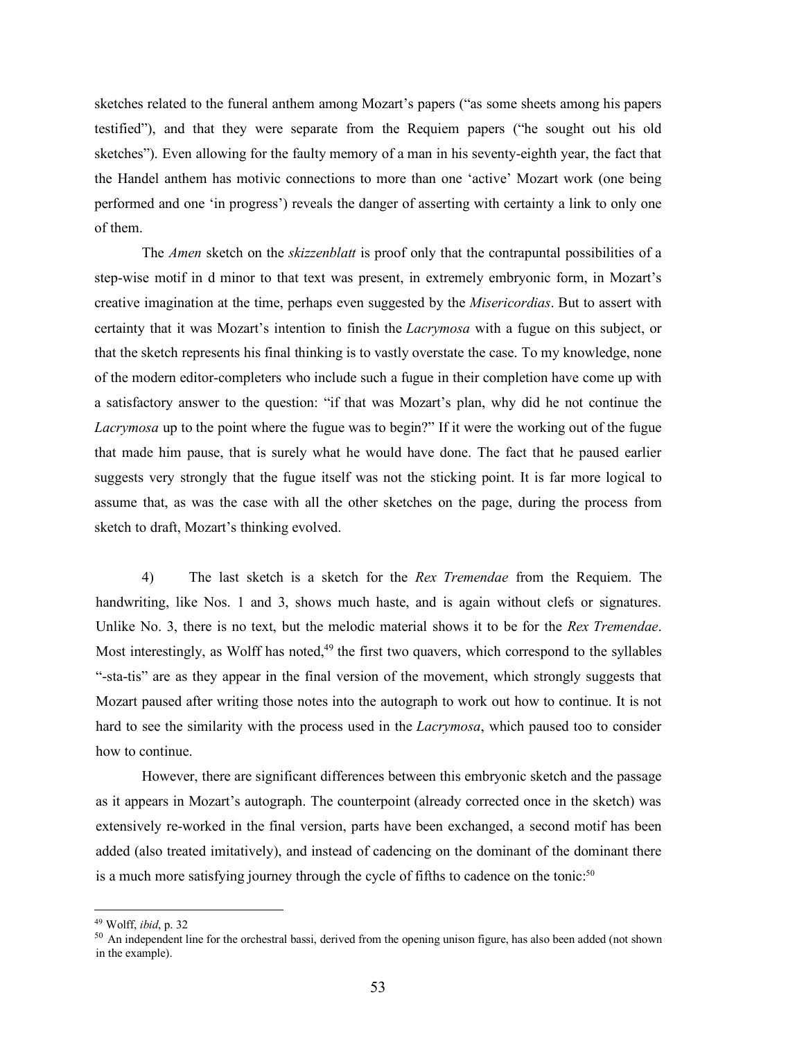sketches related to the funeral anthem among Mozart's papers ("as some sheets among his papers testified"), and that they were separate from the Requiem papers ("he sought out his old sketches"). Even allowing for the faulty memory of a man in his seventy-eighth year, the fact that the Handel anthem has motivic connections to more than one 'active' Mozart work (one being performed and one 'in progress') reveals the danger of asserting with certainty a link to only one of them.

The *Amen* sketch on the *skizzenblatt* is proof only that the contrapuntal possibilities of a step-wise motif in d minor to that text was present, in extremely embryonic form, in Mozart's creative imagination at the time, perhaps even suggested by the *Misericordias*. But to assert with certainty that it was Mozart's intention to finish the *Lacrymosa* with a fugue on this subject, or that the sketch represents his final thinking is to vastly overstate the case. To my knowledge, none of the modern editor-completers who include such a fugue in their completion have come up with a satisfactory answer to the question: "if that was Mozart's plan, why did he not continue the *Lacrymosa* up to the point where the fugue was to begin?" If it were the working out of the fugue that made him pause, that is surely what he would have done. The fact that he paused earlier suggests very strongly that the fugue itself was not the sticking point. It is far more logical to assume that, as was the case with all the other sketches on the page, during the process from sketch to draft, Mozart's thinking evolved.

4) The last sketch is a sketch for the *Rex Tremendae* from the Requiem. The handwriting, like Nos. 1 and 3, shows much haste, and is again without clefs or signatures. Unlike No. 3, there is no text, but the melodic material shows it to be for the *Rex Tremendae*. Most interestingly, as Wolff has noted,[49] the first two quavers, which correspond to the syllables "-sta-tis" are as they appear in the final version of the movement, which strongly suggests that Mozart paused after writing those notes into the autograph to work out how to continue. It is not hard to see the similarity with the process used in the *Lacrymosa*, which paused too to consider how to continue.

However, there are significant differences between this embryonic sketch and the passage as it appears in Mozart's autograph. The counterpoint (already corrected once in the sketch) was extensively re-worked in the final version, parts have been exchanged, a second motif has been added (also treated imitatively), and instead of cadencing on the dominant of the dominant there is a much more satisfying journey through the cycle of fifths to cadence on the tonic:[50]

---

[49] Wolff, *ibid*, p. 32

[50] An independent line for the orchestral bassi, derived from the opening unison figure, has also been added (not shown in the example).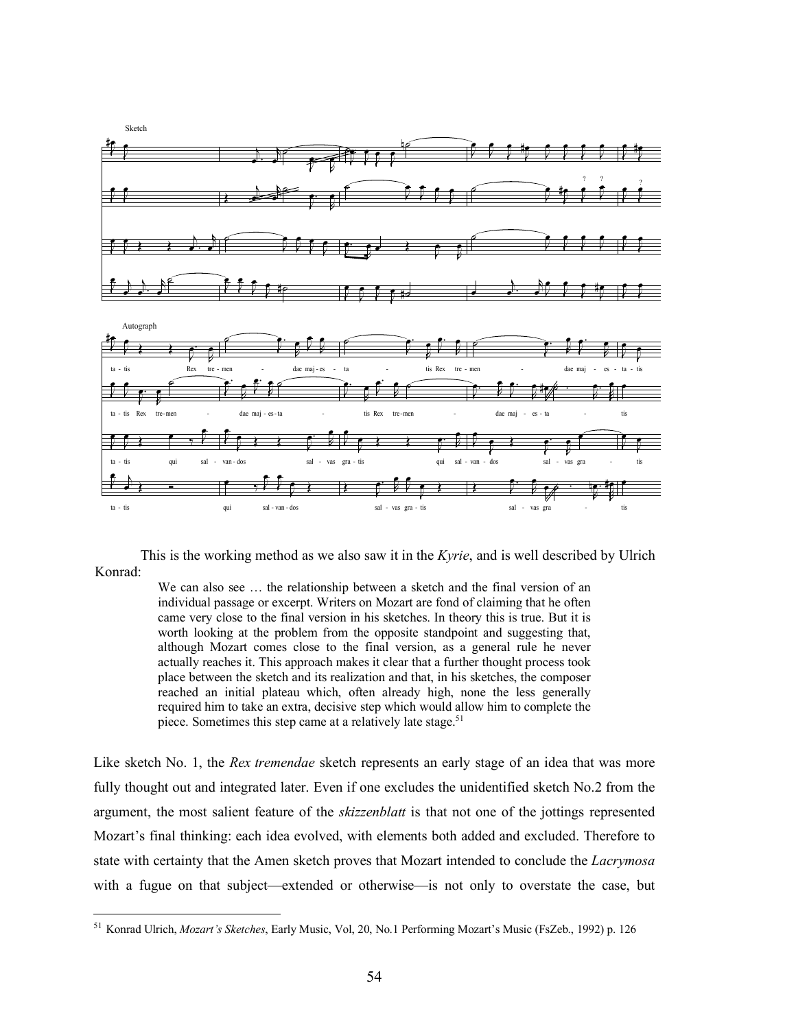This is the working method as we also saw it in the *Kyrie*, and is well described by Ulrich Konrad:

> We can also see … the relationship between a sketch and the final version of an individual passage or excerpt. Writers on Mozart are fond of claiming that he often came very close to the final version in his sketches. In theory this is true. But it is worth looking at the problem from the opposite standpoint and suggesting that, although Mozart comes close to the final version, as a general rule he never actually reaches it. This approach makes it clear that a further thought process took place between the sketch and its realization and that, in his sketches, the composer reached an initial plateau which, often already high, none the less generally required him to take an extra, decisive step which would allow him to complete the piece. Sometimes this step came at a relatively late stage.[51]

Like sketch No. 1, the *Rex tremendae* sketch represents an early stage of an idea that was more fully thought out and integrated later. Even if one excludes the unidentified sketch No.2 from the argument, the most salient feature of the *skizzenblatt* is that not one of the jottings represented Mozart's final thinking: each idea evolved, with elements both added and excluded. Therefore to state with certainty that the Amen sketch proves that Mozart intended to conclude the *Lacrymosa* with a fugue on that subject—extended or otherwise—is not only to overstate the case, but

---

[51] Konrad Ulrich, *Mozart's Sketches*, Early Music, Vol, 20, No.1 Performing Mozart's Music (FsZeb., 1992) p. 126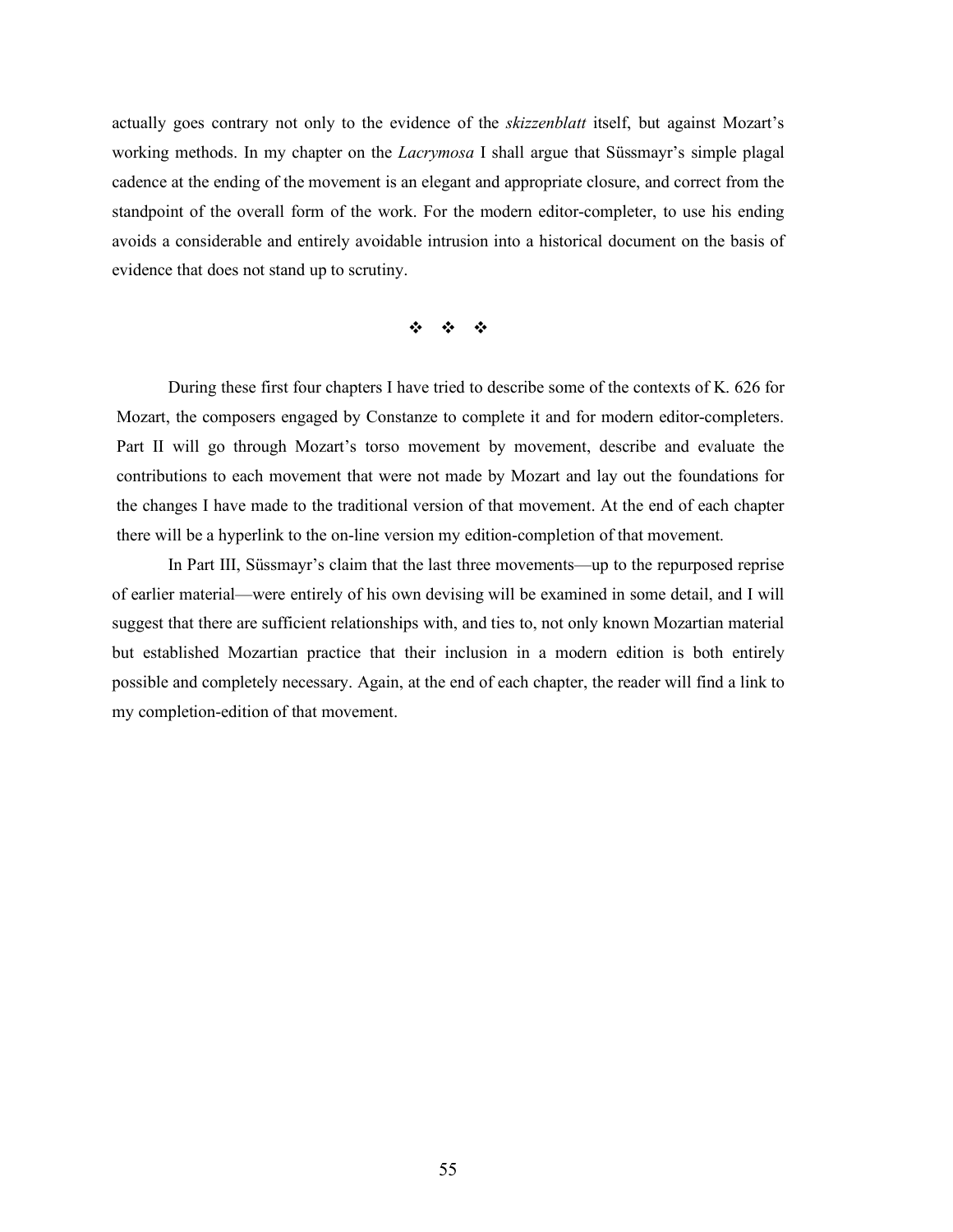actually goes contrary not only to the evidence of the *skizzenblatt* itself, but against Mozart's working methods. In my chapter on the *Lacrymosa* I shall argue that Süssmayr's simple plagal cadence at the ending of the movement is an elegant and appropriate closure, and correct from the standpoint of the overall form of the work. For the modern editor-completer, to use his ending avoids a considerable and entirely avoidable intrusion into a historical document on the basis of evidence that does not stand up to scrutiny.

❖ ❖ ❖

During these first four chapters I have tried to describe some of the contexts of K. 626 for Mozart, the composers engaged by Constanze to complete it and for modern editor-completers. Part II will go through Mozart's torso movement by movement, describe and evaluate the contributions to each movement that were not made by Mozart and lay out the foundations for the changes I have made to the traditional version of that movement. At the end of each chapter there will be a hyperlink to the on-line version my edition-completion of that movement.

In Part III, Süssmayr's claim that the last three movements—up to the repurposed reprise of earlier material—were entirely of his own devising will be examined in some detail, and I will suggest that there are sufficient relationships with, and ties to, not only known Mozartian material but established Mozartian practice that their inclusion in a modern edition is both entirely possible and completely necessary. Again, at the end of each chapter, the reader will find a link to my completion-edition of that movement.